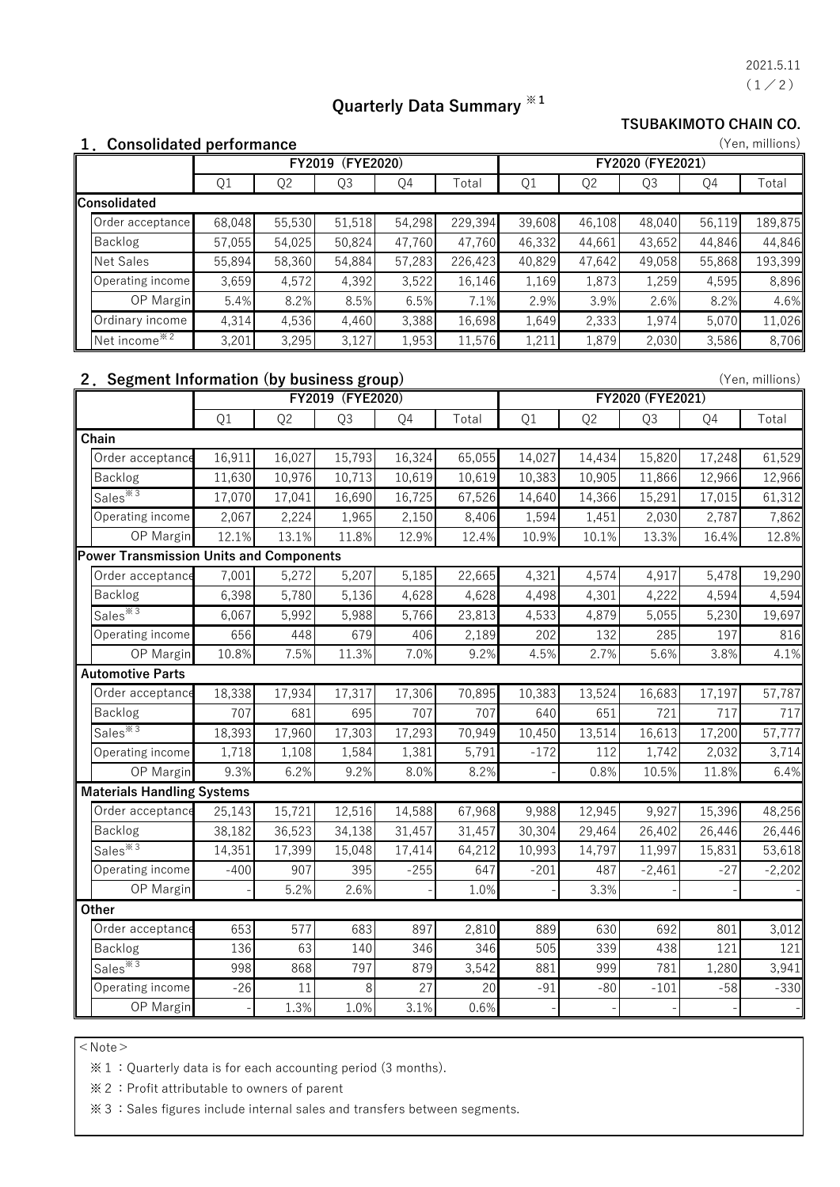2021.5.11

# Quarterly Data Summary ※1

**TSUBAKIMOTO CHAIN CO.**

## 1．Consolidated performance

(Yen, millions)

| | FY2019 (FYE2020) | | | | | FY2020 (FYE2021) | | | | |
|---|---|---|---|---|---|---|---|---|---|---|
| | Q1 | Q2 | Q3 | Q4 | Total | Q1 | Q2 | Q3 | Q4 | Total |
| **Consolidated** | | | | | | | | | | |
| Order acceptance | 68,048 | 55,530 | 51,518 | 54,298 | 229,394 | 39,608 | 46,108 | 48,040 | 56,119 | 189,875 |
| Backlog | 57,055 | 54,025 | 50,824 | 47,760 | 47,760 | 46,332 | 44,661 | 43,652 | 44,846 | 44,846 |
| Net Sales | 55,894 | 58,360 | 54,884 | 57,283 | 226,423 | 40,829 | 47,642 | 49,058 | 55,868 | 193,399 |
| Operating income | 3,659 | 4,572 | 4,392 | 3,522 | 16,146 | 1,169 | 1,873 | 1,259 | 4,595 | 8,896 |
| OP Margin | 5.4% | 8.2% | 8.5% | 6.5% | 7.1% | 2.9% | 3.9% | 2.6% | 8.2% | 4.6% |
| Ordinary income | 4,314 | 4,536 | 4,460 | 3,388 | 16,698 | 1,649 | 2,333 | 1,974 | 5,070 | 11,026 |
| Net income※2 | 3,201 | 3,295 | 3,127 | 1,953 | 11,576 | 1,211 | 1,879 | 2,030 | 3,586 | 8,706 |

## 2．Segment Information (by business group)

(Yen, millions)

| | FY2019 (FYE2020) | | | | | FY2020 (FYE2021) | | | | |
|---|---|---|---|---|---|---|---|---|---|---|
| | Q1 | Q2 | Q3 | Q4 | Total | Q1 | Q2 | Q3 | Q4 | Total |
| **Chain** | | | | | | | | | | |
| Order acceptance | 16,911 | 16,027 | 15,793 | 16,324 | 65,055 | 14,027 | 14,434 | 15,820 | 17,248 | 61,529 |
| Backlog | 11,630 | 10,976 | 10,713 | 10,619 | 10,619 | 10,383 | 10,905 | 11,866 | 12,966 | 12,966 |
| Sales※3 | 17,070 | 17,041 | 16,690 | 16,725 | 67,526 | 14,640 | 14,366 | 15,291 | 17,015 | 61,312 |
| Operating income | 2,067 | 2,224 | 1,965 | 2,150 | 8,406 | 1,594 | 1,451 | 2,030 | 2,787 | 7,862 |
| OP Margin | 12.1% | 13.1% | 11.8% | 12.9% | 12.4% | 10.9% | 10.1% | 13.3% | 16.4% | 12.8% |
| **Power Transmission Units and Components** | | | | | | | | | | |
| Order acceptance | 7,001 | 5,272 | 5,207 | 5,185 | 22,665 | 4,321 | 4,574 | 4,917 | 5,478 | 19,290 |
| Backlog | 6,398 | 5,780 | 5,136 | 4,628 | 4,628 | 4,498 | 4,301 | 4,222 | 4,594 | 4,594 |
| Sales※3 | 6,067 | 5,992 | 5,988 | 5,766 | 23,813 | 4,533 | 4,879 | 5,055 | 5,230 | 19,697 |
| Operating income | 656 | 448 | 679 | 406 | 2,189 | 202 | 132 | 285 | 197 | 816 |
| OP Margin | 10.8% | 7.5% | 11.3% | 7.0% | 9.2% | 4.5% | 2.7% | 5.6% | 3.8% | 4.1% |
| **Automotive Parts** | | | | | | | | | | |
| Order acceptance | 18,338 | 17,934 | 17,317 | 17,306 | 70,895 | 10,383 | 13,524 | 16,683 | 17,197 | 57,787 |
| Backlog | 707 | 681 | 695 | 707 | 707 | 640 | 651 | 721 | 717 | 717 |
| Sales※3 | 18,393 | 17,960 | 17,303 | 17,293 | 70,949 | 10,450 | 13,514 | 16,613 | 17,200 | 57,777 |
| Operating income | 1,718 | 1,108 | 1,584 | 1,381 | 5,791 | -172 | 112 | 1,742 | 2,032 | 3,714 |
| OP Margin | 9.3% | 6.2% | 9.2% | 8.0% | 8.2% | - | 0.8% | 10.5% | 11.8% | 6.4% |
| **Materials Handling Systems** | | | | | | | | | | |
| Order acceptance | 25,143 | 15,721 | 12,516 | 14,588 | 67,968 | 9,988 | 12,945 | 9,927 | 15,396 | 48,256 |
| Backlog | 38,182 | 36,523 | 34,138 | 31,457 | 31,457 | 30,304 | 29,464 | 26,402 | 26,446 | 26,446 |
| Sales※3 | 14,351 | 17,399 | 15,048 | 17,414 | 64,212 | 10,993 | 14,797 | 11,997 | 15,831 | 53,618 |
| Operating income | -400 | 907 | 395 | -255 | 647 | -201 | 487 | -2,461 | -27 | -2,202 |
| OP Margin | - | 5.2% | 2.6% | - | 1.0% | - | 3.3% | - | - | - |
| **Other** | | | | | | | | | | |
| Order acceptance | 653 | 577 | 683 | 897 | 2,810 | 889 | 630 | 692 | 801 | 3,012 |
| Backlog | 136 | 63 | 140 | 346 | 346 | 505 | 339 | 438 | 121 | 121 |
| Sales※3 | 998 | 868 | 797 | 879 | 3,542 | 881 | 999 | 781 | 1,280 | 3,941 |
| Operating income | -26 | 11 | 8 | 27 | 20 | -91 | -80 | -101 | -58 | -330 |
| OP Margin | - | 1.3% | 1.0% | 3.1% | 0.6% | - | - | - | - | - |

＜Note＞

※１：Quarterly data is for each accounting period (3 months).

※２：Profit attributable to owners of parent

※３：Sales figures include internal sales and transfers between segments.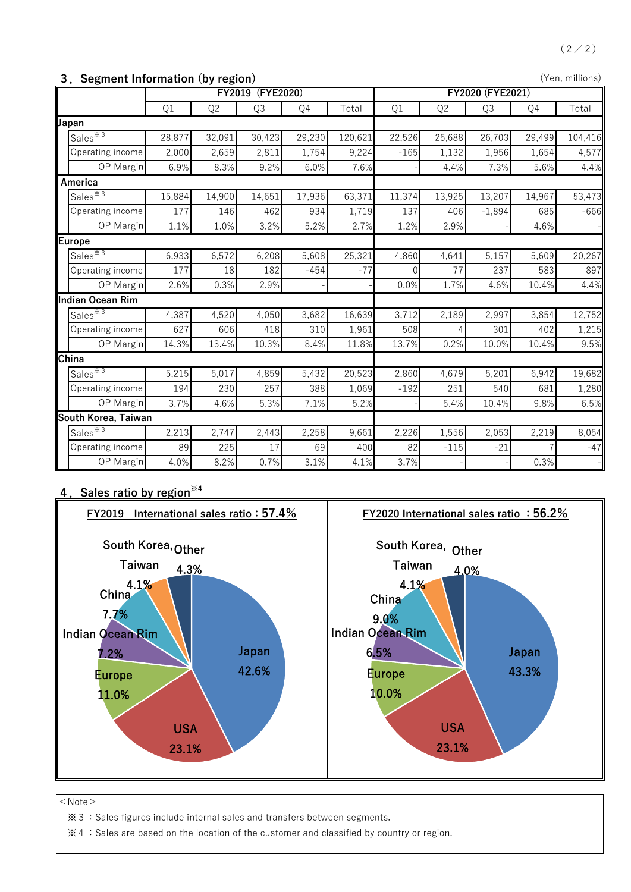## 3. Segment Information (by region)

(Yen, millions)

| | FY2019 (FYE2020) | | | | | FY2020 (FYE2021) | | | | |
|---|---|---|---|---|---|---|---|---|---|---|
| | Q1 | Q2 | Q3 | Q4 | Total | Q1 | Q2 | Q3 | Q4 | Total |
| **Japan** | | | | | | | | | | |
| Sales※3 | 28,877 | 32,091 | 30,423 | 29,230 | 120,621 | 22,526 | 25,688 | 26,703 | 29,499 | 104,416 |
| Operating income | 2,000 | 2,659 | 2,811 | 1,754 | 9,224 | -165 | 1,132 | 1,956 | 1,654 | 4,577 |
| OP Margin | 6.9% | 8.3% | 9.2% | 6.0% | 7.6% | - | 4.4% | 7.3% | 5.6% | 4.4% |
| **America** | | | | | | | | | | |
| Sales※3 | 15,884 | 14,900 | 14,651 | 17,936 | 63,371 | 11,374 | 13,925 | 13,207 | 14,967 | 53,473 |
| Operating income | 177 | 146 | 462 | 934 | 1,719 | 137 | 406 | -1,894 | 685 | -666 |
| OP Margin | 1.1% | 1.0% | 3.2% | 5.2% | 2.7% | 1.2% | 2.9% | - | 4.6% | - |
| **Europe** | | | | | | | | | | |
| Sales※3 | 6,933 | 6,572 | 6,208 | 5,608 | 25,321 | 4,860 | 4,641 | 5,157 | 5,609 | 20,267 |
| Operating income | 177 | 18 | 182 | -454 | -77 | 0 | 77 | 237 | 583 | 897 |
| OP Margin | 2.6% | 0.3% | 2.9% | - | - | 0.0% | 1.7% | 4.6% | 10.4% | 4.4% |
| **Indian Ocean Rim** | | | | | | | | | | |
| Sales※3 | 4,387 | 4,520 | 4,050 | 3,682 | 16,639 | 3,712 | 2,189 | 2,997 | 3,854 | 12,752 |
| Operating income | 627 | 606 | 418 | 310 | 1,961 | 508 | 4 | 301 | 402 | 1,215 |
| OP Margin | 14.3% | 13.4% | 10.3% | 8.4% | 11.8% | 13.7% | 0.2% | 10.0% | 10.4% | 9.5% |
| **China** | | | | | | | | | | |
| Sales※3 | 5,215 | 5,017 | 4,859 | 5,432 | 20,523 | 2,860 | 4,679 | 5,201 | 6,942 | 19,682 |
| Operating income | 194 | 230 | 257 | 388 | 1,069 | -192 | 251 | 540 | 681 | 1,280 |
| OP Margin | 3.7% | 4.6% | 5.3% | 7.1% | 5.2% | - | 5.4% | 10.4% | 9.8% | 6.5% |
| **South Korea, Taiwan** | | | | | | | | | | |
| Sales※3 | 2,213 | 2,747 | 2,443 | 2,258 | 9,661 | 2,226 | 1,556 | 2,053 | 2,219 | 8,054 |
| Operating income | 89 | 225 | 17 | 69 | 400 | 82 | -115 | -21 | 7 | -47 |
| OP Margin | 4.0% | 8.2% | 0.7% | 3.1% | 4.1% | 3.7% | - | - | 0.3% | - |

## 4. Sales ratio by region※4

**FY2019 International sales ratio : 57.4%**

Japan 42.6%
USA 23.1%
Europe 11.0%
Indian Ocean Rim 7.2%
China 7.7%
South Korea, Taiwan 4.1%
Other 4.3%

**FY2020 International sales ratio : 56.2%**

Japan 43.3%
USA 23.1%
Europe 10.0%
Indian Ocean Rim 6.5%
China 9.0%
South Korea, Taiwan 4.1%
Other 4.0%

<Note>

※3 : Sales figures include internal sales and transfers between segments.

※4 : Sales are based on the location of the customer and classified by country or region.